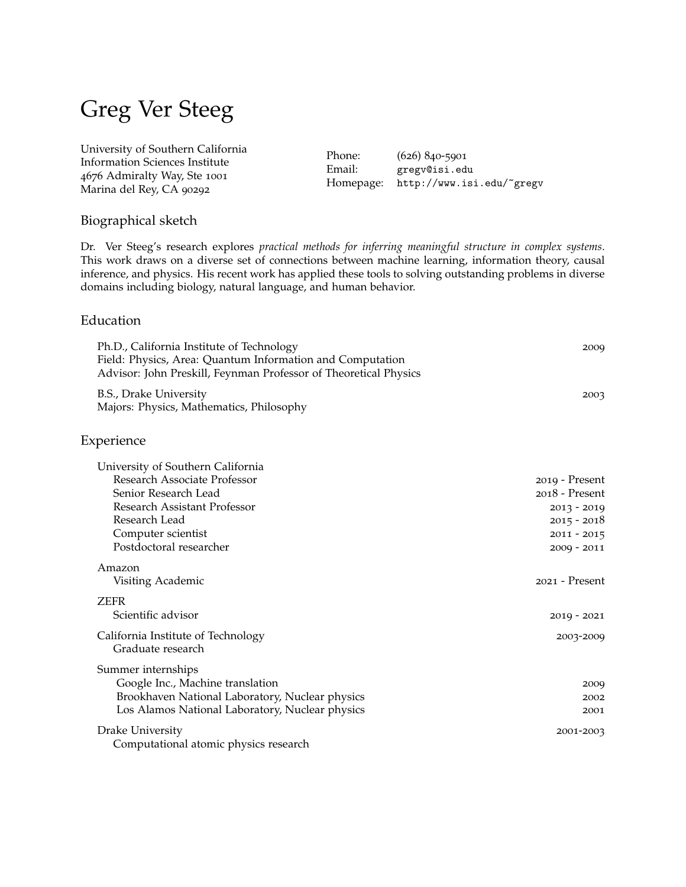# Greg Ver Steeg

University of Southern California
Information Sciences Institute
4676 Admiralty Way, Ste 1001
Marina del Rey, CA 90292

Phone: (626) 840-5901
Email: `gregv@isi.edu`
Homepage: `http://www.isi.edu/~gregv`

## Biographical sketch

Dr. Ver Steeg's research explores *practical methods for inferring meaningful structure in complex systems*. This work draws on a diverse set of connections between machine learning, information theory, causal inference, and physics. His recent work has applied these tools to solving outstanding problems in diverse domains including biology, natural language, and human behavior.

## Education

Ph.D., California Institute of Technology — 2009
Field: Physics, Area: Quantum Information and Computation
Advisor: John Preskill, Feynman Professor of Theoretical Physics

B.S., Drake University — 2003
Majors: Physics, Mathematics, Philosophy

## Experience

University of Southern California
- Research Associate Professor — 2019 - Present
- Senior Research Lead — 2018 - Present
- Research Assistant Professor — 2013 - 2019
- Research Lead — 2015 - 2018
- Computer scientist — 2011 - 2015
- Postdoctoral researcher — 2009 - 2011

Amazon
- Visiting Academic — 2021 - Present

ZEFR
- Scientific advisor — 2019 - 2021

California Institute of Technology — 2003-2009
- Graduate research

Summer internships
- Google Inc., Machine translation — 2009
- Brookhaven National Laboratory, Nuclear physics — 2002
- Los Alamos National Laboratory, Nuclear physics — 2001

Drake University — 2001-2003
- Computational atomic physics research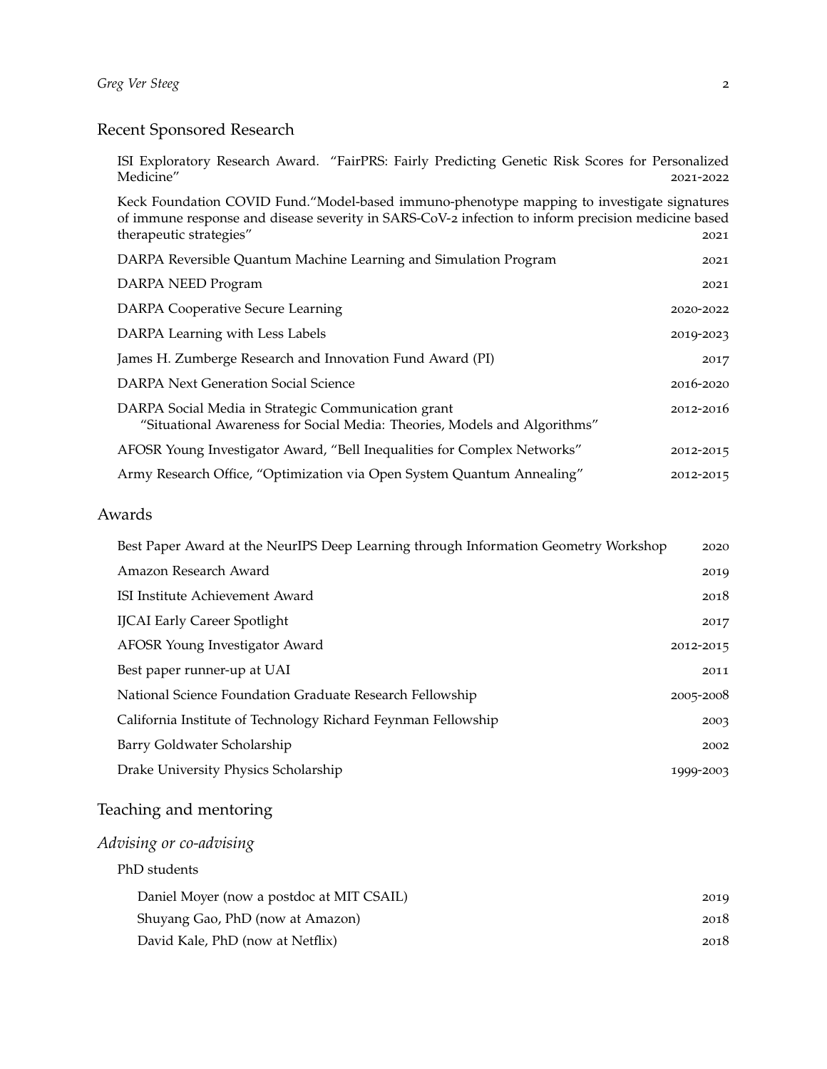## Recent Sponsored Research

ISI Exploratory Research Award. "FairPRS: Fairly Predicting Genetic Risk Scores for Personalized Medicine" 2021-2022

Keck Foundation COVID Fund."Model-based immuno-phenotype mapping to investigate signatures of immune response and disease severity in SARS-CoV-2 infection to inform precision medicine based therapeutic strategies" 2021

DARPA Reversible Quantum Machine Learning and Simulation Program 2021

DARPA NEED Program 2021

DARPA Cooperative Secure Learning 2020-2022

DARPA Learning with Less Labels 2019-2023

James H. Zumberge Research and Innovation Fund Award (PI) 2017

DARPA Next Generation Social Science 2016-2020

DARPA Social Media in Strategic Communication grant 2012-2016
"Situational Awareness for Social Media: Theories, Models and Algorithms"

AFOSR Young Investigator Award, "Bell Inequalities for Complex Networks" 2012-2015

Army Research Office, "Optimization via Open System Quantum Annealing" 2012-2015

## Awards

Best Paper Award at the NeurIPS Deep Learning through Information Geometry Workshop 2020

Amazon Research Award 2019

ISI Institute Achievement Award 2018

IJCAI Early Career Spotlight 2017

AFOSR Young Investigator Award 2012-2015

Best paper runner-up at UAI 2011

National Science Foundation Graduate Research Fellowship 2005-2008

California Institute of Technology Richard Feynman Fellowship 2003

Barry Goldwater Scholarship 2002

Drake University Physics Scholarship 1999-2003

## Teaching and mentoring

### *Advising or co-advising*

PhD students

- Daniel Moyer (now a postdoc at MIT CSAIL) 2019
- Shuyang Gao, PhD (now at Amazon) 2018
- David Kale, PhD (now at Netflix) 2018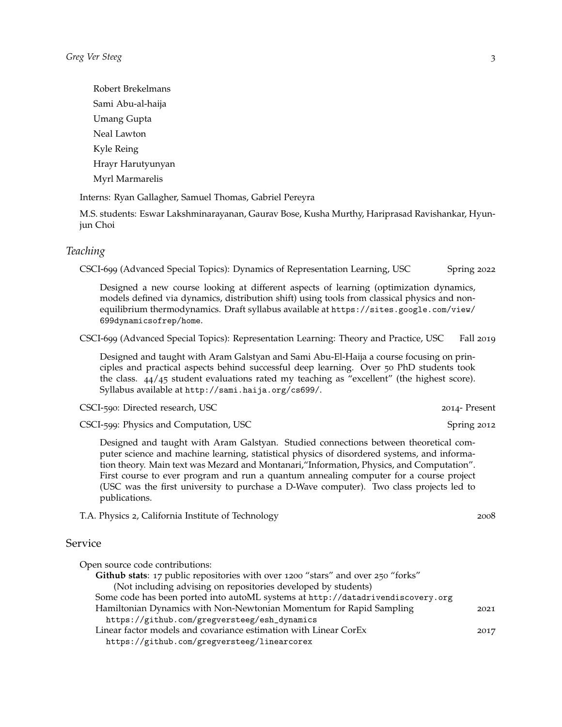Robert Brekelmans

Sami Abu-al-haija

Umang Gupta

Neal Lawton

Kyle Reing

Hrayr Harutyunyan

Myrl Marmarelis

Interns: Ryan Gallagher, Samuel Thomas, Gabriel Pereyra

M.S. students: Eswar Lakshminarayanan, Gaurav Bose, Kusha Murthy, Hariprasad Ravishankar, Hyunjun Choi

## *Teaching*

CSCI-699 (Advanced Special Topics): Dynamics of Representation Learning, USC — Spring 2022

Designed a new course looking at different aspects of learning (optimization dynamics, models defined via dynamics, distribution shift) using tools from classical physics and non-equilibrium thermodynamics. Draft syllabus available at `https://sites.google.com/view/699dynamicsofrep/home`.

CSCI-699 (Advanced Special Topics): Representation Learning: Theory and Practice, USC — Fall 2019

Designed and taught with Aram Galstyan and Sami Abu-El-Haija a course focusing on principles and practical aspects behind successful deep learning. Over 50 PhD students took the class. 44/45 student evaluations rated my teaching as "excellent" (the highest score). Syllabus available at `http://sami.haija.org/cs699/`.

CSCI-590: Directed research, USC — 2014- Present

CSCI-599: Physics and Computation, USC — Spring 2012

Designed and taught with Aram Galstyan. Studied connections between theoretical computer science and machine learning, statistical physics of disordered systems, and information theory. Main text was Mezard and Montanari,"Information, Physics, and Computation". First course to ever program and run a quantum annealing computer for a course project (USC was the first university to purchase a D-Wave computer). Two class projects led to publications.

T.A. Physics 2, California Institute of Technology — 2008

## Service

Open source code contributions:

**Github stats**: 17 public repositories with over 1200 "stars" and over 250 "forks"
(Not including advising on repositories developed by students)

Some code has been ported into autoML systems at `http://datadrivendiscovery.org`

Hamiltonian Dynamics with Non-Newtonian Momentum for Rapid Sampling — 2021
`https://github.com/gregversteeg/esh_dynamics`

Linear factor models and covariance estimation with Linear CorEx — 2017
`https://github.com/gregversteeg/linearcorex`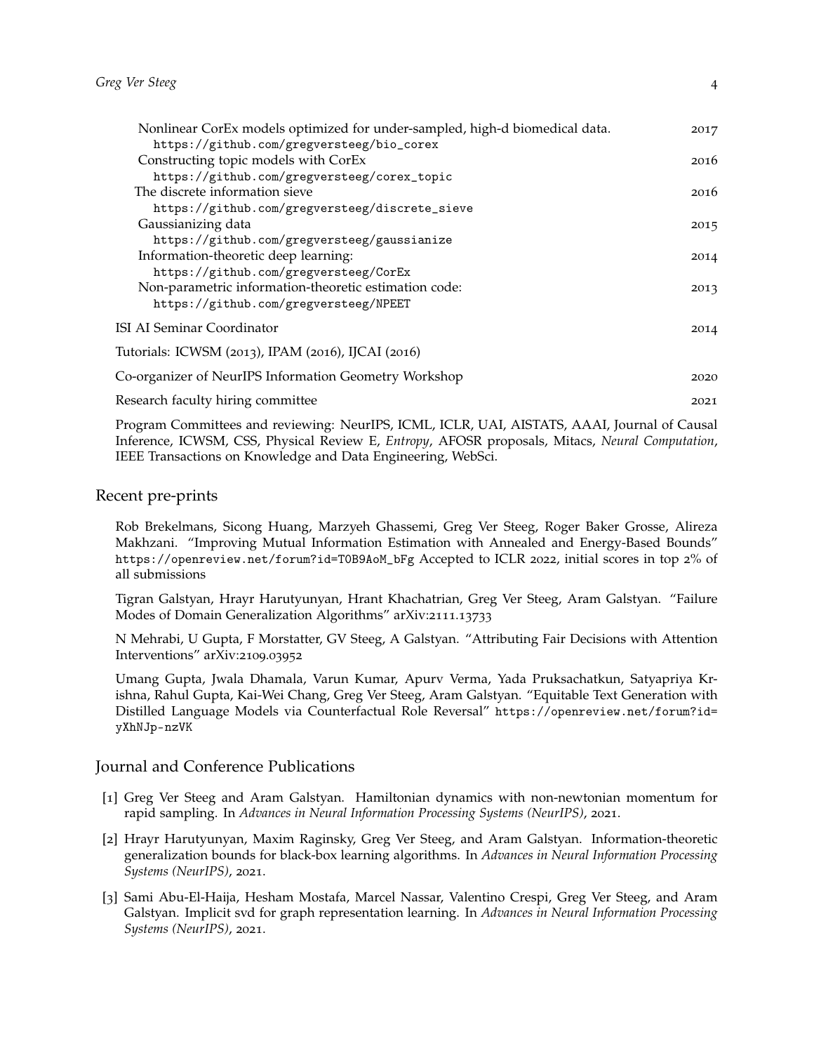Nonlinear CorEx models optimized for under-sampled, high-d biomedical data. 2017
`https://github.com/gregversteeg/bio_corex`

Constructing topic models with CorEx 2016
`https://github.com/gregversteeg/corex_topic`

The discrete information sieve 2016
`https://github.com/gregversteeg/discrete_sieve`

Gaussianizing data 2015
`https://github.com/gregversteeg/gaussianize`

Information-theoretic deep learning: 2014
`https://github.com/gregversteeg/CorEx`

Non-parametric information-theoretic estimation code: 2013
`https://github.com/gregversteeg/NPEET`

ISI AI Seminar Coordinator 2014

Tutorials: ICWSM (2013), IPAM (2016), IJCAI (2016)

Co-organizer of NeurIPS Information Geometry Workshop 2020

Research faculty hiring committee 2021

Program Committees and reviewing: NeurIPS, ICML, ICLR, UAI, AISTATS, AAAI, Journal of Causal Inference, ICWSM, CSS, Physical Review E, *Entropy*, AFOSR proposals, Mitacs, *Neural Computation*, IEEE Transactions on Knowledge and Data Engineering, WebSci.

## Recent pre-prints

Rob Brekelmans, Sicong Huang, Marzyeh Ghassemi, Greg Ver Steeg, Roger Baker Grosse, Alireza Makhzani. "Improving Mutual Information Estimation with Annealed and Energy-Based Bounds" `https://openreview.net/forum?id=T0B9AoM_bFg` Accepted to ICLR 2022, initial scores in top 2% of all submissions

Tigran Galstyan, Hrayr Harutyunyan, Hrant Khachatrian, Greg Ver Steeg, Aram Galstyan. "Failure Modes of Domain Generalization Algorithms" arXiv:2111.13733

N Mehrabi, U Gupta, F Morstatter, GV Steeg, A Galstyan. "Attributing Fair Decisions with Attention Interventions" arXiv:2109.03952

Umang Gupta, Jwala Dhamala, Varun Kumar, Apurv Verma, Yada Pruksachatkun, Satyapriya Krishna, Rahul Gupta, Kai-Wei Chang, Greg Ver Steeg, Aram Galstyan. "Equitable Text Generation with Distilled Language Models via Counterfactual Role Reversal" `https://openreview.net/forum?id=yXhNJp-nzVK`

## Journal and Conference Publications

[1] Greg Ver Steeg and Aram Galstyan. Hamiltonian dynamics with non-newtonian momentum for rapid sampling. In *Advances in Neural Information Processing Systems (NeurIPS)*, 2021.

[2] Hrayr Harutyunyan, Maxim Raginsky, Greg Ver Steeg, and Aram Galstyan. Information-theoretic generalization bounds for black-box learning algorithms. In *Advances in Neural Information Processing Systems (NeurIPS)*, 2021.

[3] Sami Abu-El-Haija, Hesham Mostafa, Marcel Nassar, Valentino Crespi, Greg Ver Steeg, and Aram Galstyan. Implicit svd for graph representation learning. In *Advances in Neural Information Processing Systems (NeurIPS)*, 2021.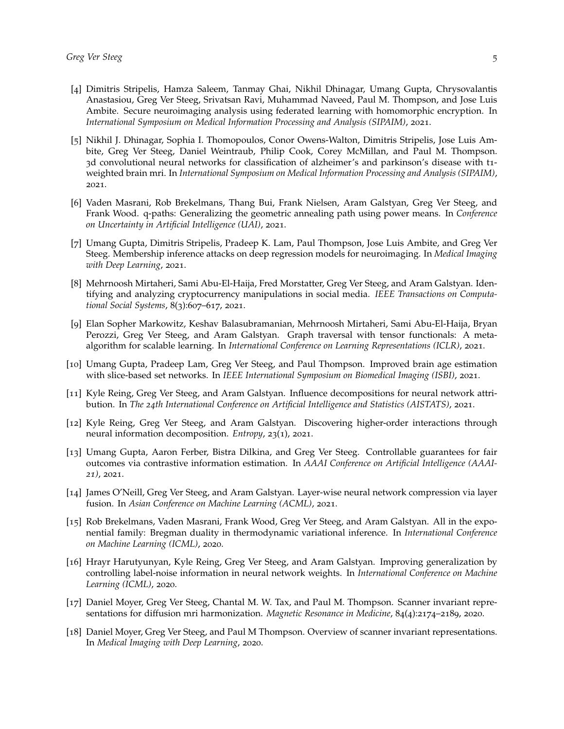[4] Dimitris Stripelis, Hamza Saleem, Tanmay Ghai, Nikhil Dhinagar, Umang Gupta, Chrysovalantis Anastasiou, Greg Ver Steeg, Srivatsan Ravi, Muhammad Naveed, Paul M. Thompson, and Jose Luis Ambite. Secure neuroimaging analysis using federated learning with homomorphic encryption. In *International Symposium on Medical Information Processing and Analysis (SIPAIM)*, 2021.

[5] Nikhil J. Dhinagar, Sophia I. Thomopoulos, Conor Owens-Walton, Dimitris Stripelis, Jose Luis Ambite, Greg Ver Steeg, Daniel Weintraub, Philip Cook, Corey McMillan, and Paul M. Thompson. 3d convolutional neural networks for classification of alzheimer's and parkinson's disease with t1-weighted brain mri. In *International Symposium on Medical Information Processing and Analysis (SIPAIM)*, 2021.

[6] Vaden Masrani, Rob Brekelmans, Thang Bui, Frank Nielsen, Aram Galstyan, Greg Ver Steeg, and Frank Wood. q-paths: Generalizing the geometric annealing path using power means. In *Conference on Uncertainty in Artificial Intelligence (UAI)*, 2021.

[7] Umang Gupta, Dimitris Stripelis, Pradeep K. Lam, Paul Thompson, Jose Luis Ambite, and Greg Ver Steeg. Membership inference attacks on deep regression models for neuroimaging. In *Medical Imaging with Deep Learning*, 2021.

[8] Mehrnoosh Mirtaheri, Sami Abu-El-Haija, Fred Morstatter, Greg Ver Steeg, and Aram Galstyan. Identifying and analyzing cryptocurrency manipulations in social media. *IEEE Transactions on Computational Social Systems*, 8(3):607–617, 2021.

[9] Elan Sopher Markowitz, Keshav Balasubramanian, Mehrnoosh Mirtaheri, Sami Abu-El-Haija, Bryan Perozzi, Greg Ver Steeg, and Aram Galstyan. Graph traversal with tensor functionals: A meta-algorithm for scalable learning. In *International Conference on Learning Representations (ICLR)*, 2021.

[10] Umang Gupta, Pradeep Lam, Greg Ver Steeg, and Paul Thompson. Improved brain age estimation with slice-based set networks. In *IEEE International Symposium on Biomedical Imaging (ISBI)*, 2021.

[11] Kyle Reing, Greg Ver Steeg, and Aram Galstyan. Influence decompositions for neural network attribution. In *The 24th International Conference on Artificial Intelligence and Statistics (AISTATS)*, 2021.

[12] Kyle Reing, Greg Ver Steeg, and Aram Galstyan. Discovering higher-order interactions through neural information decomposition. *Entropy*, 23(1), 2021.

[13] Umang Gupta, Aaron Ferber, Bistra Dilkina, and Greg Ver Steeg. Controllable guarantees for fair outcomes via contrastive information estimation. In *AAAI Conference on Artificial Intelligence (AAAI-21)*, 2021.

[14] James O'Neill, Greg Ver Steeg, and Aram Galstyan. Layer-wise neural network compression via layer fusion. In *Asian Conference on Machine Learning (ACML)*, 2021.

[15] Rob Brekelmans, Vaden Masrani, Frank Wood, Greg Ver Steeg, and Aram Galstyan. All in the exponential family: Bregman duality in thermodynamic variational inference. In *International Conference on Machine Learning (ICML)*, 2020.

[16] Hrayr Harutyunyan, Kyle Reing, Greg Ver Steeg, and Aram Galstyan. Improving generalization by controlling label-noise information in neural network weights. In *International Conference on Machine Learning (ICML)*, 2020.

[17] Daniel Moyer, Greg Ver Steeg, Chantal M. W. Tax, and Paul M. Thompson. Scanner invariant representations for diffusion mri harmonization. *Magnetic Resonance in Medicine*, 84(4):2174–2189, 2020.

[18] Daniel Moyer, Greg Ver Steeg, and Paul M Thompson. Overview of scanner invariant representations. In *Medical Imaging with Deep Learning*, 2020.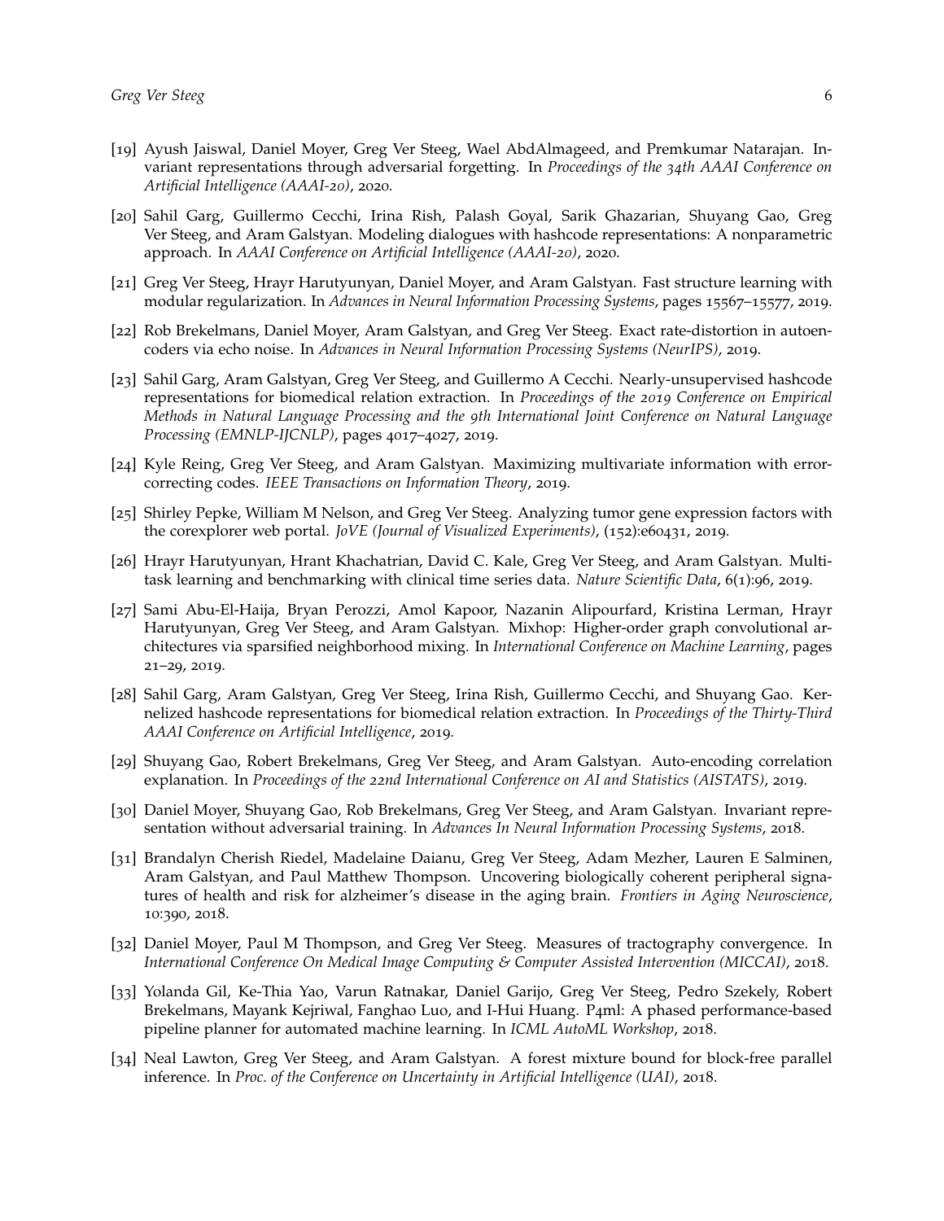[19] Ayush Jaiswal, Daniel Moyer, Greg Ver Steeg, Wael AbdAlmageed, and Premkumar Natarajan. Invariant representations through adversarial forgetting. In *Proceedings of the 34th AAAI Conference on Artificial Intelligence (AAAI-20)*, 2020.

[20] Sahil Garg, Guillermo Cecchi, Irina Rish, Palash Goyal, Sarik Ghazarian, Shuyang Gao, Greg Ver Steeg, and Aram Galstyan. Modeling dialogues with hashcode representations: A nonparametric approach. In *AAAI Conference on Artificial Intelligence (AAAI-20)*, 2020.

[21] Greg Ver Steeg, Hrayr Harutyunyan, Daniel Moyer, and Aram Galstyan. Fast structure learning with modular regularization. In *Advances in Neural Information Processing Systems*, pages 15567–15577, 2019.

[22] Rob Brekelmans, Daniel Moyer, Aram Galstyan, and Greg Ver Steeg. Exact rate-distortion in autoencoders via echo noise. In *Advances in Neural Information Processing Systems (NeurIPS)*, 2019.

[23] Sahil Garg, Aram Galstyan, Greg Ver Steeg, and Guillermo A Cecchi. Nearly-unsupervised hashcode representations for biomedical relation extraction. In *Proceedings of the 2019 Conference on Empirical Methods in Natural Language Processing and the 9th International Joint Conference on Natural Language Processing (EMNLP-IJCNLP)*, pages 4017–4027, 2019.

[24] Kyle Reing, Greg Ver Steeg, and Aram Galstyan. Maximizing multivariate information with error-correcting codes. *IEEE Transactions on Information Theory*, 2019.

[25] Shirley Pepke, William M Nelson, and Greg Ver Steeg. Analyzing tumor gene expression factors with the corexplorer web portal. *JoVE (Journal of Visualized Experiments)*, (152):e60431, 2019.

[26] Hrayr Harutyunyan, Hrant Khachatrian, David C. Kale, Greg Ver Steeg, and Aram Galstyan. Multitask learning and benchmarking with clinical time series data. *Nature Scientific Data*, 6(1):96, 2019.

[27] Sami Abu-El-Haija, Bryan Perozzi, Amol Kapoor, Nazanin Alipourfard, Kristina Lerman, Hrayr Harutyunyan, Greg Ver Steeg, and Aram Galstyan. Mixhop: Higher-order graph convolutional architectures via sparsified neighborhood mixing. In *International Conference on Machine Learning*, pages 21–29, 2019.

[28] Sahil Garg, Aram Galstyan, Greg Ver Steeg, Irina Rish, Guillermo Cecchi, and Shuyang Gao. Kernelized hashcode representations for biomedical relation extraction. In *Proceedings of the Thirty-Third AAAI Conference on Artificial Intelligence*, 2019.

[29] Shuyang Gao, Robert Brekelmans, Greg Ver Steeg, and Aram Galstyan. Auto-encoding correlation explanation. In *Proceedings of the 22nd International Conference on AI and Statistics (AISTATS)*, 2019.

[30] Daniel Moyer, Shuyang Gao, Rob Brekelmans, Greg Ver Steeg, and Aram Galstyan. Invariant representation without adversarial training. In *Advances In Neural Information Processing Systems*, 2018.

[31] Brandalyn Cherish Riedel, Madelaine Daianu, Greg Ver Steeg, Adam Mezher, Lauren E Salminen, Aram Galstyan, and Paul Matthew Thompson. Uncovering biologically coherent peripheral signatures of health and risk for alzheimer's disease in the aging brain. *Frontiers in Aging Neuroscience*, 10:390, 2018.

[32] Daniel Moyer, Paul M Thompson, and Greg Ver Steeg. Measures of tractography convergence. In *International Conference On Medical Image Computing & Computer Assisted Intervention (MICCAI)*, 2018.

[33] Yolanda Gil, Ke-Thia Yao, Varun Ratnakar, Daniel Garijo, Greg Ver Steeg, Pedro Szekely, Robert Brekelmans, Mayank Kejriwal, Fanghao Luo, and I-Hui Huang. P4ml: A phased performance-based pipeline planner for automated machine learning. In *ICML AutoML Workshop*, 2018.

[34] Neal Lawton, Greg Ver Steeg, and Aram Galstyan. A forest mixture bound for block-free parallel inference. In *Proc. of the Conference on Uncertainty in Artificial Intelligence (UAI)*, 2018.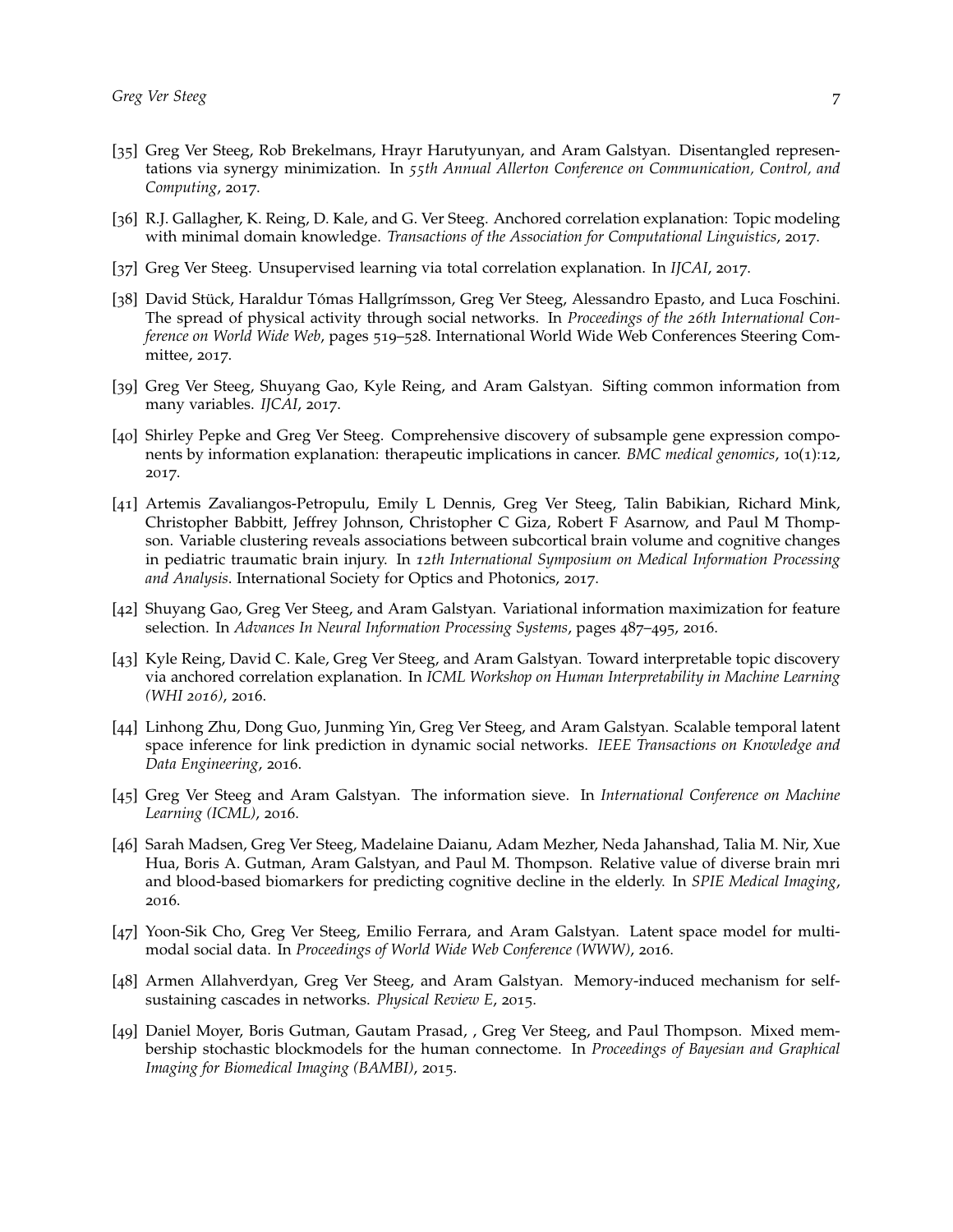[35] Greg Ver Steeg, Rob Brekelmans, Hrayr Harutyunyan, and Aram Galstyan. Disentangled representations via synergy minimization. In *55th Annual Allerton Conference on Communication, Control, and Computing*, 2017.

[36] R.J. Gallagher, K. Reing, D. Kale, and G. Ver Steeg. Anchored correlation explanation: Topic modeling with minimal domain knowledge. *Transactions of the Association for Computational Linguistics*, 2017.

[37] Greg Ver Steeg. Unsupervised learning via total correlation explanation. In *IJCAI*, 2017.

[38] David Stück, Haraldur Tómas Hallgrímsson, Greg Ver Steeg, Alessandro Epasto, and Luca Foschini. The spread of physical activity through social networks. In *Proceedings of the 26th International Conference on World Wide Web*, pages 519–528. International World Wide Web Conferences Steering Committee, 2017.

[39] Greg Ver Steeg, Shuyang Gao, Kyle Reing, and Aram Galstyan. Sifting common information from many variables. *IJCAI*, 2017.

[40] Shirley Pepke and Greg Ver Steeg. Comprehensive discovery of subsample gene expression components by information explanation: therapeutic implications in cancer. *BMC medical genomics*, 10(1):12, 2017.

[41] Artemis Zavaliangos-Petropulu, Emily L Dennis, Greg Ver Steeg, Talin Babikian, Richard Mink, Christopher Babbitt, Jeffrey Johnson, Christopher C Giza, Robert F Asarnow, and Paul M Thompson. Variable clustering reveals associations between subcortical brain volume and cognitive changes in pediatric traumatic brain injury. In *12th International Symposium on Medical Information Processing and Analysis*. International Society for Optics and Photonics, 2017.

[42] Shuyang Gao, Greg Ver Steeg, and Aram Galstyan. Variational information maximization for feature selection. In *Advances In Neural Information Processing Systems*, pages 487–495, 2016.

[43] Kyle Reing, David C. Kale, Greg Ver Steeg, and Aram Galstyan. Toward interpretable topic discovery via anchored correlation explanation. In *ICML Workshop on Human Interpretability in Machine Learning (WHI 2016)*, 2016.

[44] Linhong Zhu, Dong Guo, Junming Yin, Greg Ver Steeg, and Aram Galstyan. Scalable temporal latent space inference for link prediction in dynamic social networks. *IEEE Transactions on Knowledge and Data Engineering*, 2016.

[45] Greg Ver Steeg and Aram Galstyan. The information sieve. In *International Conference on Machine Learning (ICML)*, 2016.

[46] Sarah Madsen, Greg Ver Steeg, Madelaine Daianu, Adam Mezher, Neda Jahanshad, Talia M. Nir, Xue Hua, Boris A. Gutman, Aram Galstyan, and Paul M. Thompson. Relative value of diverse brain mri and blood-based biomarkers for predicting cognitive decline in the elderly. In *SPIE Medical Imaging*, 2016.

[47] Yoon-Sik Cho, Greg Ver Steeg, Emilio Ferrara, and Aram Galstyan. Latent space model for multimodal social data. In *Proceedings of World Wide Web Conference (WWW)*, 2016.

[48] Armen Allahverdyan, Greg Ver Steeg, and Aram Galstyan. Memory-induced mechanism for self-sustaining cascades in networks. *Physical Review E*, 2015.

[49] Daniel Moyer, Boris Gutman, Gautam Prasad, , Greg Ver Steeg, and Paul Thompson. Mixed membership stochastic blockmodels for the human connectome. In *Proceedings of Bayesian and Graphical Imaging for Biomedical Imaging (BAMBI)*, 2015.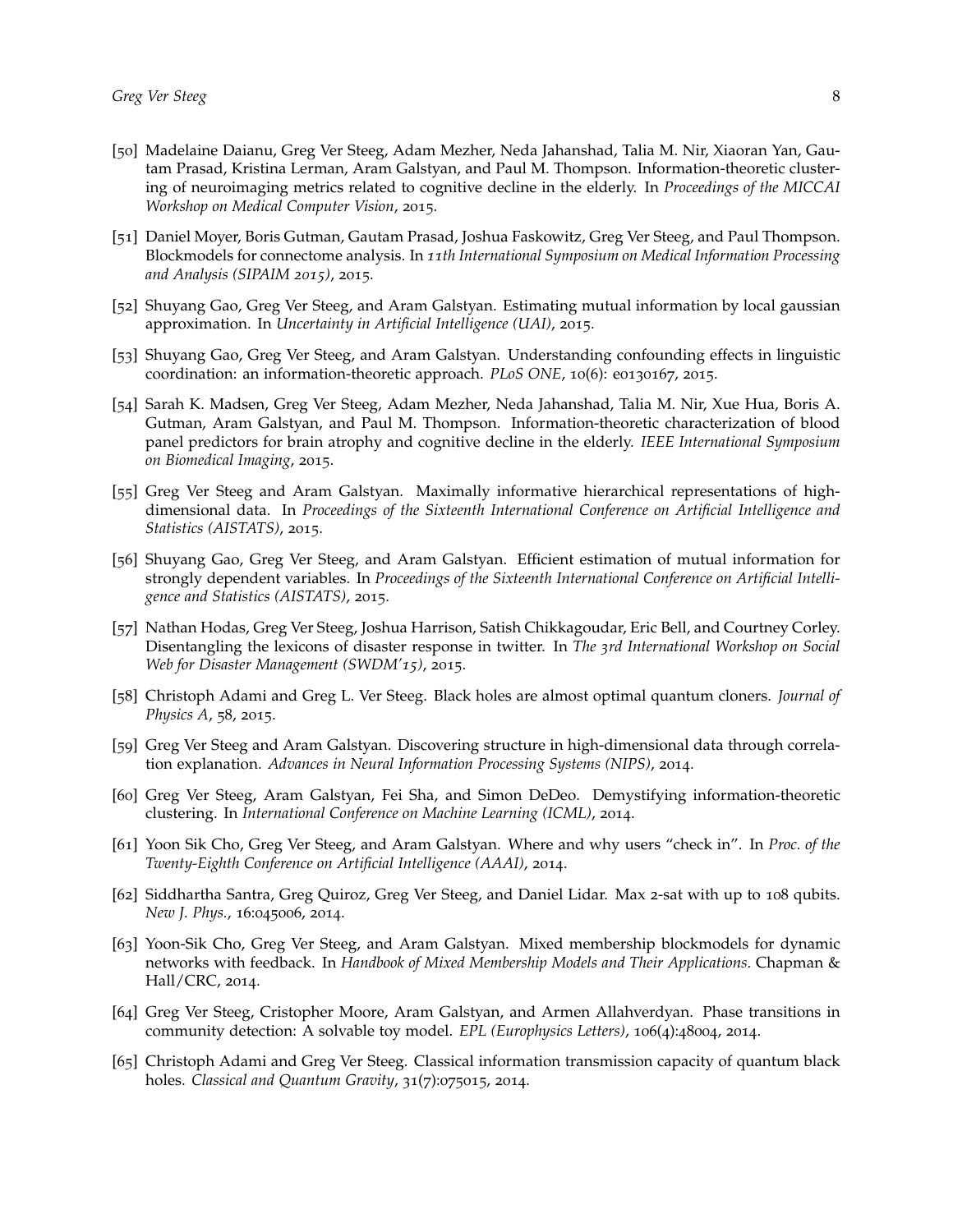[50] Madelaine Daianu, Greg Ver Steeg, Adam Mezher, Neda Jahanshad, Talia M. Nir, Xiaoran Yan, Gautam Prasad, Kristina Lerman, Aram Galstyan, and Paul M. Thompson. Information-theoretic clustering of neuroimaging metrics related to cognitive decline in the elderly. In *Proceedings of the MICCAI Workshop on Medical Computer Vision*, 2015.

[51] Daniel Moyer, Boris Gutman, Gautam Prasad, Joshua Faskowitz, Greg Ver Steeg, and Paul Thompson. Blockmodels for connectome analysis. In *11th International Symposium on Medical Information Processing and Analysis (SIPAIM 2015)*, 2015.

[52] Shuyang Gao, Greg Ver Steeg, and Aram Galstyan. Estimating mutual information by local gaussian approximation. In *Uncertainty in Artificial Intelligence (UAI)*, 2015.

[53] Shuyang Gao, Greg Ver Steeg, and Aram Galstyan. Understanding confounding effects in linguistic coordination: an information-theoretic approach. *PLoS ONE*, 10(6): e0130167, 2015.

[54] Sarah K. Madsen, Greg Ver Steeg, Adam Mezher, Neda Jahanshad, Talia M. Nir, Xue Hua, Boris A. Gutman, Aram Galstyan, and Paul M. Thompson. Information-theoretic characterization of blood panel predictors for brain atrophy and cognitive decline in the elderly. *IEEE International Symposium on Biomedical Imaging*, 2015.

[55] Greg Ver Steeg and Aram Galstyan. Maximally informative hierarchical representations of high-dimensional data. In *Proceedings of the Sixteenth International Conference on Artificial Intelligence and Statistics (AISTATS)*, 2015.

[56] Shuyang Gao, Greg Ver Steeg, and Aram Galstyan. Efficient estimation of mutual information for strongly dependent variables. In *Proceedings of the Sixteenth International Conference on Artificial Intelligence and Statistics (AISTATS)*, 2015.

[57] Nathan Hodas, Greg Ver Steeg, Joshua Harrison, Satish Chikkagoudar, Eric Bell, and Courtney Corley. Disentangling the lexicons of disaster response in twitter. In *The 3rd International Workshop on Social Web for Disaster Management (SWDM'15)*, 2015.

[58] Christoph Adami and Greg L. Ver Steeg. Black holes are almost optimal quantum cloners. *Journal of Physics A*, 58, 2015.

[59] Greg Ver Steeg and Aram Galstyan. Discovering structure in high-dimensional data through correlation explanation. *Advances in Neural Information Processing Systems (NIPS)*, 2014.

[60] Greg Ver Steeg, Aram Galstyan, Fei Sha, and Simon DeDeo. Demystifying information-theoretic clustering. In *International Conference on Machine Learning (ICML)*, 2014.

[61] Yoon Sik Cho, Greg Ver Steeg, and Aram Galstyan. Where and why users "check in". In *Proc. of the Twenty-Eighth Conference on Artificial Intelligence (AAAI)*, 2014.

[62] Siddhartha Santra, Greg Quiroz, Greg Ver Steeg, and Daniel Lidar. Max 2-sat with up to 108 qubits. *New J. Phys.*, 16:045006, 2014.

[63] Yoon-Sik Cho, Greg Ver Steeg, and Aram Galstyan. Mixed membership blockmodels for dynamic networks with feedback. In *Handbook of Mixed Membership Models and Their Applications*. Chapman & Hall/CRC, 2014.

[64] Greg Ver Steeg, Cristopher Moore, Aram Galstyan, and Armen Allahverdyan. Phase transitions in community detection: A solvable toy model. *EPL (Europhysics Letters)*, 106(4):48004, 2014.

[65] Christoph Adami and Greg Ver Steeg. Classical information transmission capacity of quantum black holes. *Classical and Quantum Gravity*, 31(7):075015, 2014.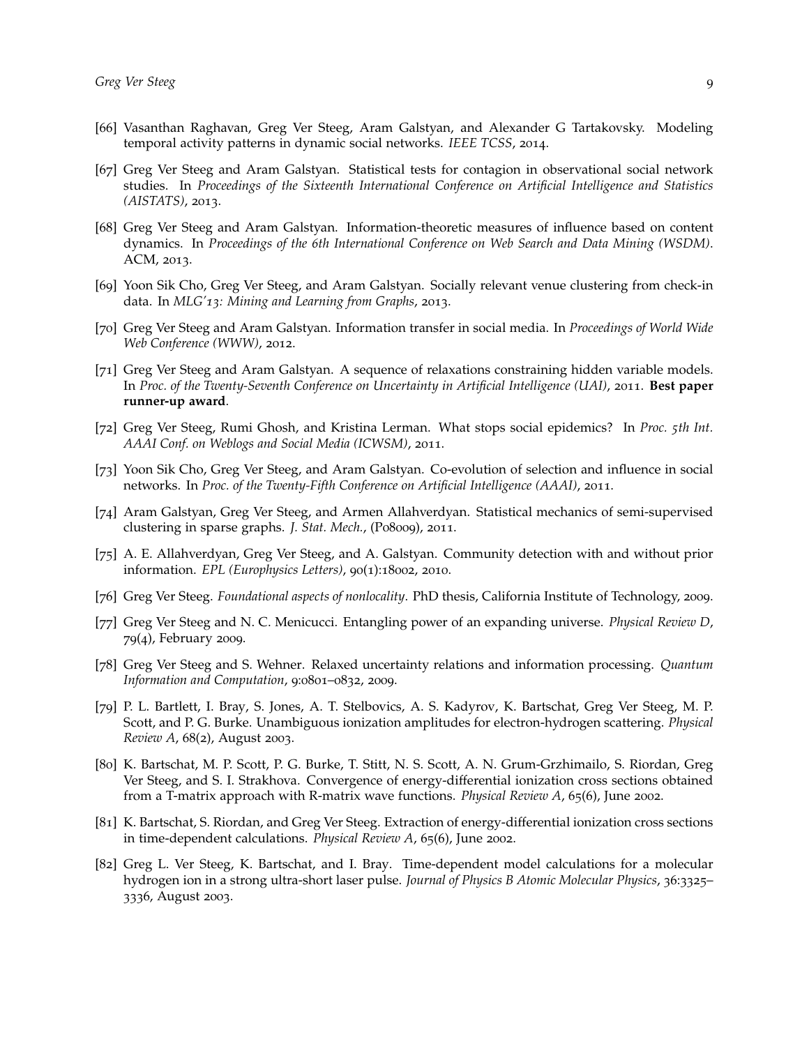[66] Vasanthan Raghavan, Greg Ver Steeg, Aram Galstyan, and Alexander G Tartakovsky. Modeling temporal activity patterns in dynamic social networks. *IEEE TCSS*, 2014.

[67] Greg Ver Steeg and Aram Galstyan. Statistical tests for contagion in observational social network studies. In *Proceedings of the Sixteenth International Conference on Artificial Intelligence and Statistics (AISTATS)*, 2013.

[68] Greg Ver Steeg and Aram Galstyan. Information-theoretic measures of influence based on content dynamics. In *Proceedings of the 6th International Conference on Web Search and Data Mining (WSDM)*. ACM, 2013.

[69] Yoon Sik Cho, Greg Ver Steeg, and Aram Galstyan. Socially relevant venue clustering from check-in data. In *MLG'13: Mining and Learning from Graphs*, 2013.

[70] Greg Ver Steeg and Aram Galstyan. Information transfer in social media. In *Proceedings of World Wide Web Conference (WWW)*, 2012.

[71] Greg Ver Steeg and Aram Galstyan. A sequence of relaxations constraining hidden variable models. In *Proc. of the Twenty-Seventh Conference on Uncertainty in Artificial Intelligence (UAI)*, 2011. **Best paper runner-up award**.

[72] Greg Ver Steeg, Rumi Ghosh, and Kristina Lerman. What stops social epidemics? In *Proc. 5th Int. AAAI Conf. on Weblogs and Social Media (ICWSM)*, 2011.

[73] Yoon Sik Cho, Greg Ver Steeg, and Aram Galstyan. Co-evolution of selection and influence in social networks. In *Proc. of the Twenty-Fifth Conference on Artificial Intelligence (AAAI)*, 2011.

[74] Aram Galstyan, Greg Ver Steeg, and Armen Allahverdyan. Statistical mechanics of semi-supervised clustering in sparse graphs. *J. Stat. Mech.*, (P08009), 2011.

[75] A. E. Allahverdyan, Greg Ver Steeg, and A. Galstyan. Community detection with and without prior information. *EPL (Europhysics Letters)*, 90(1):18002, 2010.

[76] Greg Ver Steeg. *Foundational aspects of nonlocality*. PhD thesis, California Institute of Technology, 2009.

[77] Greg Ver Steeg and N. C. Menicucci. Entangling power of an expanding universe. *Physical Review D*, 79(4), February 2009.

[78] Greg Ver Steeg and S. Wehner. Relaxed uncertainty relations and information processing. *Quantum Information and Computation*, 9:0801–0832, 2009.

[79] P. L. Bartlett, I. Bray, S. Jones, A. T. Stelbovics, A. S. Kadyrov, K. Bartschat, Greg Ver Steeg, M. P. Scott, and P. G. Burke. Unambiguous ionization amplitudes for electron-hydrogen scattering. *Physical Review A*, 68(2), August 2003.

[80] K. Bartschat, M. P. Scott, P. G. Burke, T. Stitt, N. S. Scott, A. N. Grum-Grzhimailo, S. Riordan, Greg Ver Steeg, and S. I. Strakhova. Convergence of energy-differential ionization cross sections obtained from a T-matrix approach with R-matrix wave functions. *Physical Review A*, 65(6), June 2002.

[81] K. Bartschat, S. Riordan, and Greg Ver Steeg. Extraction of energy-differential ionization cross sections in time-dependent calculations. *Physical Review A*, 65(6), June 2002.

[82] Greg L. Ver Steeg, K. Bartschat, and I. Bray. Time-dependent model calculations for a molecular hydrogen ion in a strong ultra-short laser pulse. *Journal of Physics B Atomic Molecular Physics*, 36:3325–3336, August 2003.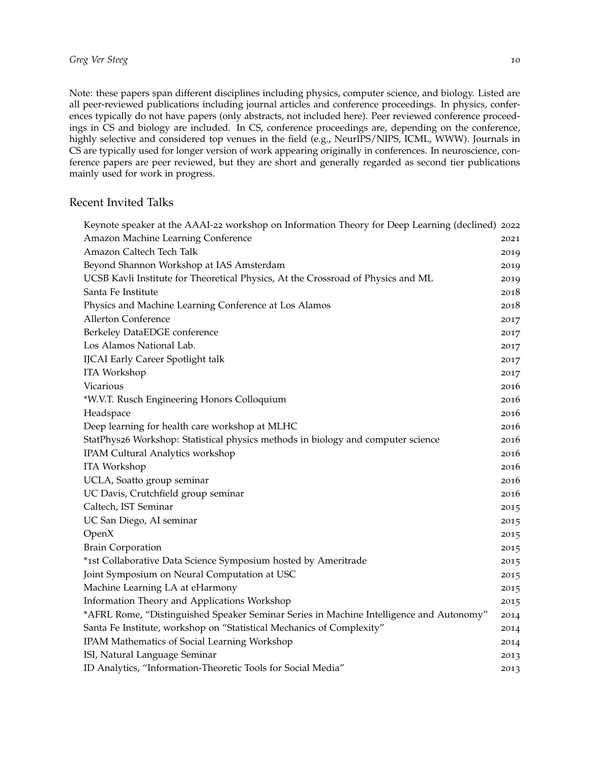Note: these papers span different disciplines including physics, computer science, and biology. Listed are all peer-reviewed publications including journal articles and conference proceedings. In physics, conferences typically do not have papers (only abstracts, not included here). Peer reviewed conference proceedings in CS and biology are included. In CS, conference proceedings are, depending on the conference, highly selective and considered top venues in the field (e.g., NeurIPS/NIPS, ICML, WWW). Journals in CS are typically used for longer version of work appearing originally in conferences. In neuroscience, conference papers are peer reviewed, but they are short and generally regarded as second tier publications mainly used for work in progress.

## Recent Invited Talks

| | |
|---|---|
| Keynote speaker at the AAAI-22 workshop on Information Theory for Deep Learning (declined) | 2022 |
| Amazon Machine Learning Conference | 2021 |
| Amazon Caltech Tech Talk | 2019 |
| Beyond Shannon Workshop at IAS Amsterdam | 2019 |
| UCSB Kavli Institute for Theoretical Physics, At the Crossroad of Physics and ML | 2019 |
| Santa Fe Institute | 2018 |
| Physics and Machine Learning Conference at Los Alamos | 2018 |
| Allerton Conference | 2017 |
| Berkeley DataEDGE conference | 2017 |
| Los Alamos National Lab. | 2017 |
| IJCAI Early Career Spotlight talk | 2017 |
| ITA Workshop | 2017 |
| Vicarious | 2016 |
| *W.V.T. Rusch Engineering Honors Colloquium | 2016 |
| Headspace | 2016 |
| Deep learning for health care workshop at MLHC | 2016 |
| StatPhys26 Workshop: Statistical physics methods in biology and computer science | 2016 |
| IPAM Cultural Analytics workshop | 2016 |
| ITA Workshop | 2016 |
| UCLA, Soatto group seminar | 2016 |
| UC Davis, Crutchfield group seminar | 2016 |
| Caltech, IST Seminar | 2015 |
| UC San Diego, AI seminar | 2015 |
| OpenX | 2015 |
| Brain Corporation | 2015 |
| *1st Collaborative Data Science Symposium hosted by Ameritrade | 2015 |
| Joint Symposium on Neural Computation at USC | 2015 |
| Machine Learning LA at eHarmony | 2015 |
| Information Theory and Applications Workshop | 2015 |
| *AFRL Rome, "Distinguished Speaker Seminar Series in Machine Intelligence and Autonomy" | 2014 |
| Santa Fe Institute, workshop on "Statistical Mechanics of Complexity" | 2014 |
| IPAM Mathematics of Social Learning Workshop | 2014 |
| ISI, Natural Language Seminar | 2013 |
| ID Analytics, "Information-Theoretic Tools for Social Media" | 2013 |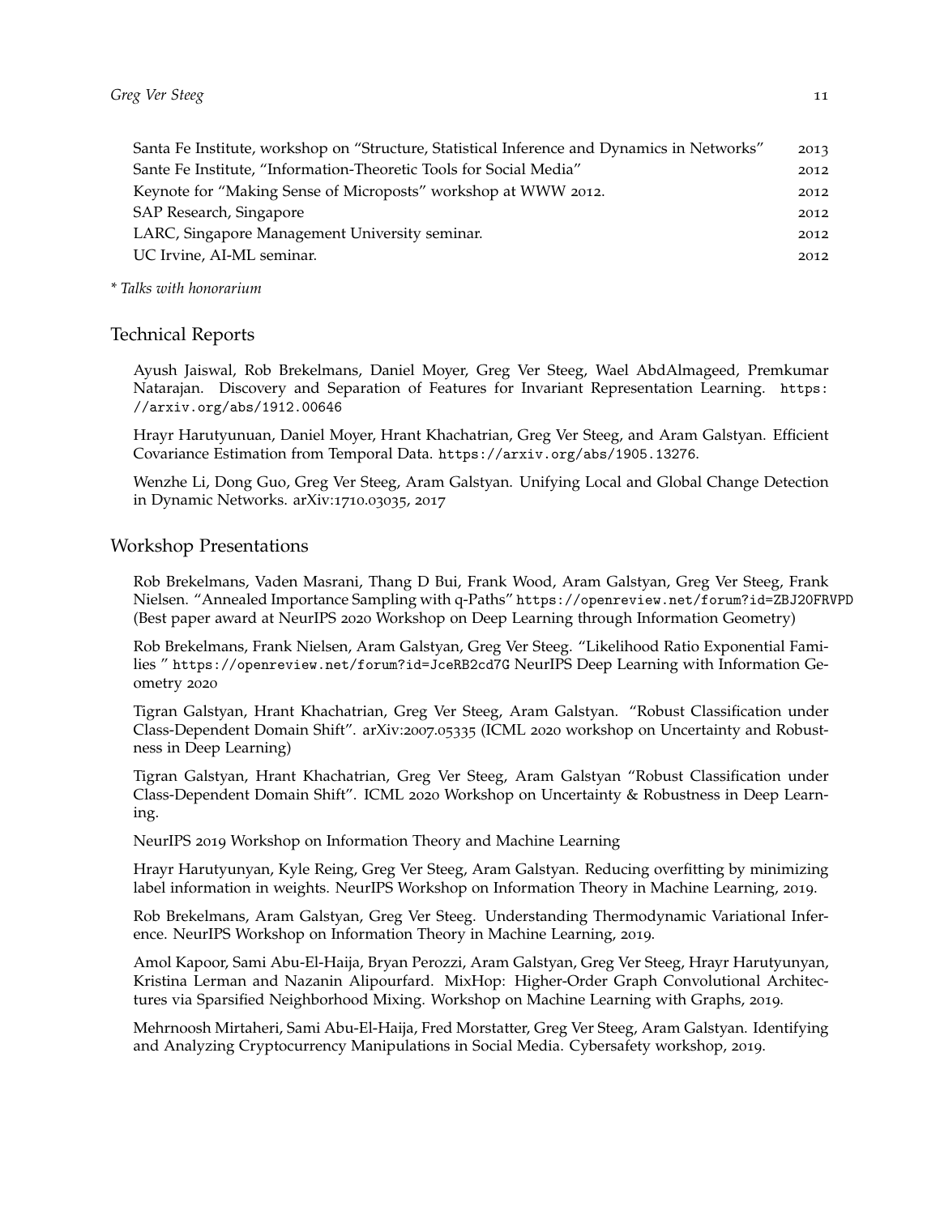| | |
|---|---|
| Santa Fe Institute, workshop on "Structure, Statistical Inference and Dynamics in Networks" | 2013 |
| Sante Fe Institute, "Information-Theoretic Tools for Social Media" | 2012 |
| Keynote for "Making Sense of Microposts" workshop at WWW 2012. | 2012 |
| SAP Research, Singapore | 2012 |
| LARC, Singapore Management University seminar. | 2012 |
| UC Irvine, AI-ML seminar. | 2012 |

*\* Talks with honorarium*

## Technical Reports

Ayush Jaiswal, Rob Brekelmans, Daniel Moyer, Greg Ver Steeg, Wael AbdAlmageed, Premkumar Natarajan. Discovery and Separation of Features for Invariant Representation Learning. `https://arxiv.org/abs/1912.00646`

Hrayr Harutyunuan, Daniel Moyer, Hrant Khachatrian, Greg Ver Steeg, and Aram Galstyan. Efficient Covariance Estimation from Temporal Data. `https://arxiv.org/abs/1905.13276`.

Wenzhe Li, Dong Guo, Greg Ver Steeg, Aram Galstyan. Unifying Local and Global Change Detection in Dynamic Networks. arXiv:1710.03035, 2017

## Workshop Presentations

Rob Brekelmans, Vaden Masrani, Thang D Bui, Frank Wood, Aram Galstyan, Greg Ver Steeg, Frank Nielsen. "Annealed Importance Sampling with q-Paths" `https://openreview.net/forum?id=ZBJ20FRVPD` (Best paper award at NeurIPS 2020 Workshop on Deep Learning through Information Geometry)

Rob Brekelmans, Frank Nielsen, Aram Galstyan, Greg Ver Steeg. "Likelihood Ratio Exponential Families " `https://openreview.net/forum?id=JceRB2cd7G` NeurIPS Deep Learning with Information Geometry 2020

Tigran Galstyan, Hrant Khachatrian, Greg Ver Steeg, Aram Galstyan. "Robust Classification under Class-Dependent Domain Shift". arXiv:2007.05335 (ICML 2020 workshop on Uncertainty and Robustness in Deep Learning)

Tigran Galstyan, Hrant Khachatrian, Greg Ver Steeg, Aram Galstyan "Robust Classification under Class-Dependent Domain Shift". ICML 2020 Workshop on Uncertainty & Robustness in Deep Learning.

NeurIPS 2019 Workshop on Information Theory and Machine Learning

Hrayr Harutyunyan, Kyle Reing, Greg Ver Steeg, Aram Galstyan. Reducing overfitting by minimizing label information in weights. NeurIPS Workshop on Information Theory in Machine Learning, 2019.

Rob Brekelmans, Aram Galstyan, Greg Ver Steeg. Understanding Thermodynamic Variational Inference. NeurIPS Workshop on Information Theory in Machine Learning, 2019.

Amol Kapoor, Sami Abu-El-Haija, Bryan Perozzi, Aram Galstyan, Greg Ver Steeg, Hrayr Harutyunyan, Kristina Lerman and Nazanin Alipourfard. MixHop: Higher-Order Graph Convolutional Architectures via Sparsified Neighborhood Mixing. Workshop on Machine Learning with Graphs, 2019.

Mehrnoosh Mirtaheri, Sami Abu-El-Haija, Fred Morstatter, Greg Ver Steeg, Aram Galstyan. Identifying and Analyzing Cryptocurrency Manipulations in Social Media. Cybersafety workshop, 2019.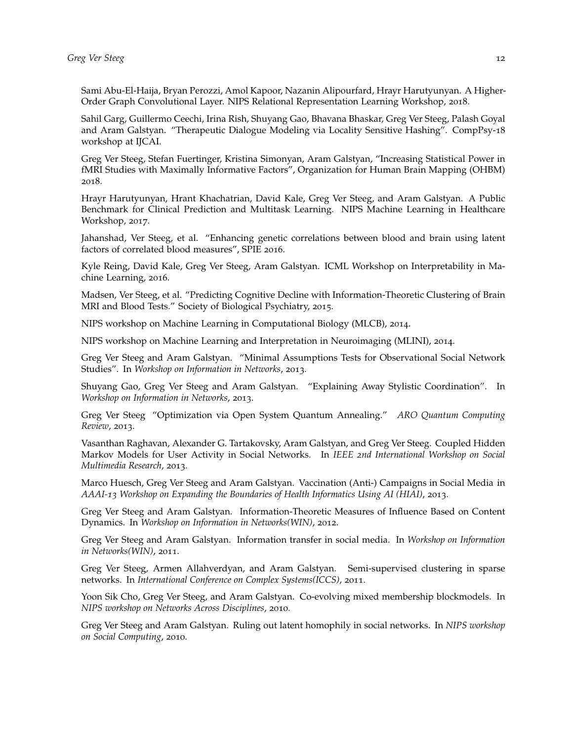Sami Abu-El-Haija, Bryan Perozzi, Amol Kapoor, Nazanin Alipourfard, Hrayr Harutyunyan. A Higher-Order Graph Convolutional Layer. NIPS Relational Representation Learning Workshop, 2018.

Sahil Garg, Guillermo Ceechi, Irina Rish, Shuyang Gao, Bhavana Bhaskar, Greg Ver Steeg, Palash Goyal and Aram Galstyan. "Therapeutic Dialogue Modeling via Locality Sensitive Hashing". CompPsy-18 workshop at IJCAI.

Greg Ver Steeg, Stefan Fuertinger, Kristina Simonyan, Aram Galstyan, "Increasing Statistical Power in fMRI Studies with Maximally Informative Factors", Organization for Human Brain Mapping (OHBM) 2018.

Hrayr Harutyunyan, Hrant Khachatrian, David Kale, Greg Ver Steeg, and Aram Galstyan. A Public Benchmark for Clinical Prediction and Multitask Learning. NIPS Machine Learning in Healthcare Workshop, 2017.

Jahanshad, Ver Steeg, et al. "Enhancing genetic correlations between blood and brain using latent factors of correlated blood measures", SPIE 2016.

Kyle Reing, David Kale, Greg Ver Steeg, Aram Galstyan. ICML Workshop on Interpretability in Machine Learning, 2016.

Madsen, Ver Steeg, et al. "Predicting Cognitive Decline with Information-Theoretic Clustering of Brain MRI and Blood Tests." Society of Biological Psychiatry, 2015.

NIPS workshop on Machine Learning in Computational Biology (MLCB), 2014.

NIPS workshop on Machine Learning and Interpretation in Neuroimaging (MLINI), 2014.

Greg Ver Steeg and Aram Galstyan. "Minimal Assumptions Tests for Observational Social Network Studies". In *Workshop on Information in Networks*, 2013.

Shuyang Gao, Greg Ver Steeg and Aram Galstyan. "Explaining Away Stylistic Coordination". In *Workshop on Information in Networks*, 2013.

Greg Ver Steeg "Optimization via Open System Quantum Annealing." *ARO Quantum Computing Review*, 2013.

Vasanthan Raghavan, Alexander G. Tartakovsky, Aram Galstyan, and Greg Ver Steeg. Coupled Hidden Markov Models for User Activity in Social Networks. In *IEEE 2nd International Workshop on Social Multimedia Research*, 2013.

Marco Huesch, Greg Ver Steeg and Aram Galstyan. Vaccination (Anti-) Campaigns in Social Media in *AAAI-13 Workshop on Expanding the Boundaries of Health Informatics Using AI (HIAI)*, 2013.

Greg Ver Steeg and Aram Galstyan. Information-Theoretic Measures of Influence Based on Content Dynamics. In *Workshop on Information in Networks(WIN)*, 2012.

Greg Ver Steeg and Aram Galstyan. Information transfer in social media. In *Workshop on Information in Networks(WIN)*, 2011.

Greg Ver Steeg, Armen Allahverdyan, and Aram Galstyan. Semi-supervised clustering in sparse networks. In *International Conference on Complex Systems(ICCS)*, 2011.

Yoon Sik Cho, Greg Ver Steeg, and Aram Galstyan. Co-evolving mixed membership blockmodels. In *NIPS workshop on Networks Across Disciplines*, 2010.

Greg Ver Steeg and Aram Galstyan. Ruling out latent homophily in social networks. In *NIPS workshop on Social Computing*, 2010.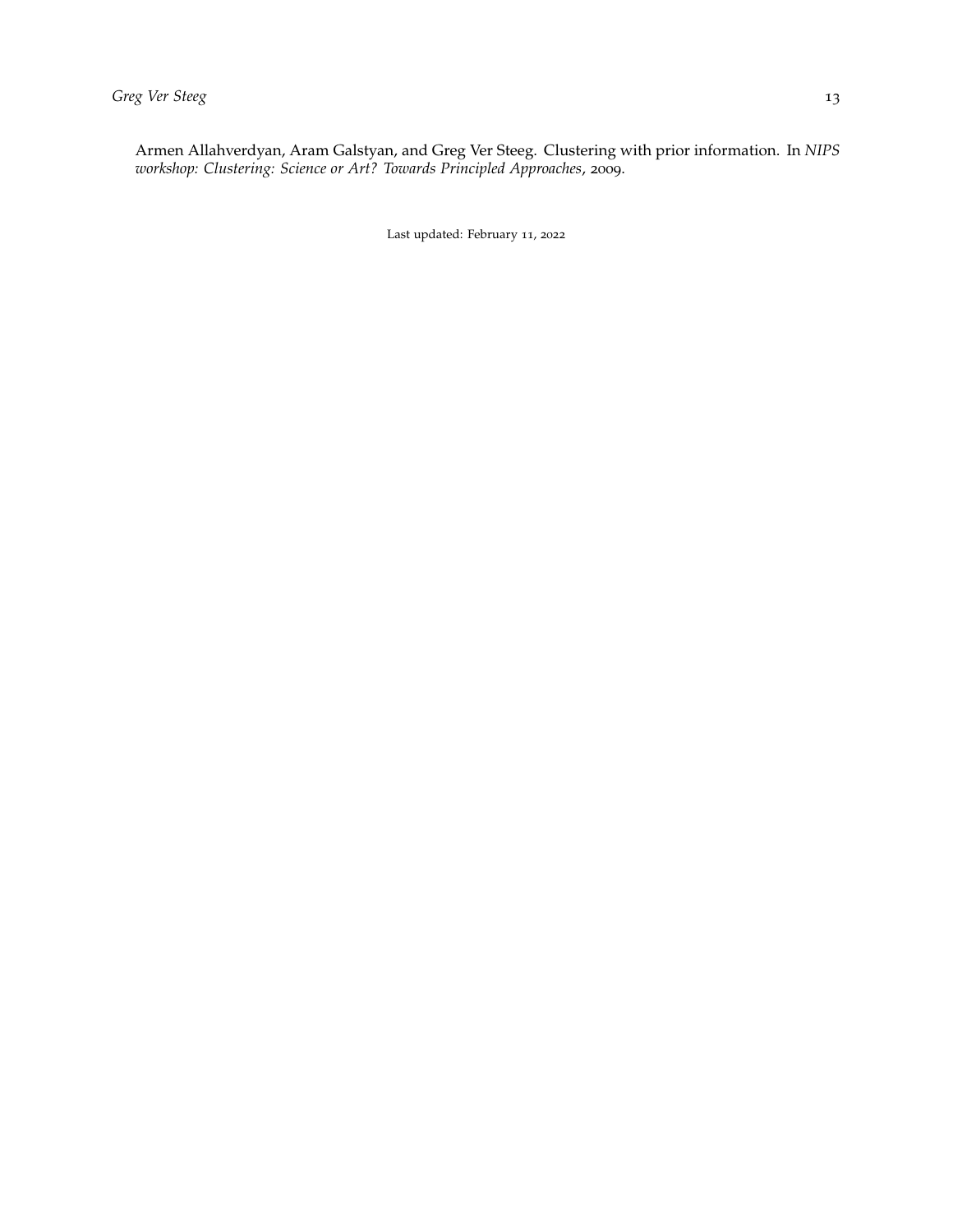Armen Allahverdyan, Aram Galstyan, and Greg Ver Steeg. Clustering with prior information. In *NIPS workshop: Clustering: Science or Art? Towards Principled Approaches*, 2009.

Last updated: February 11, 2022